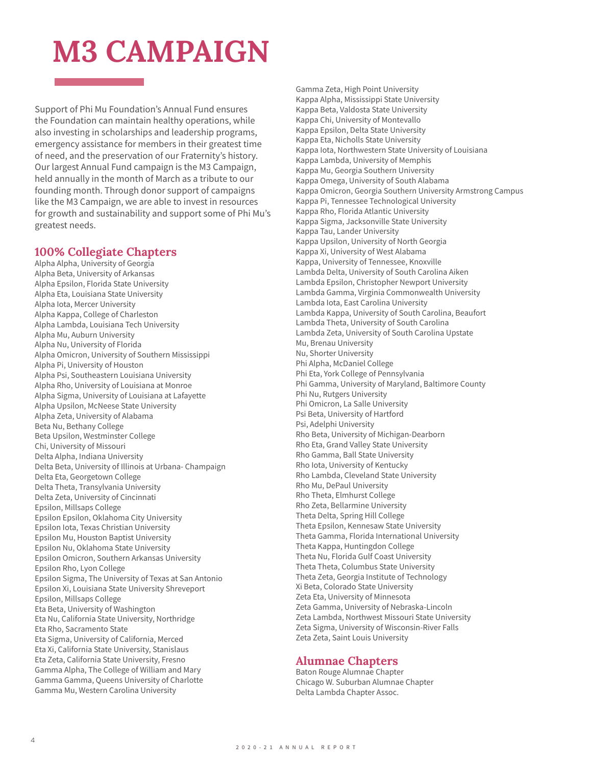# M3 CAMPAIGN

Support of Phi Mu Foundation's Annual Fund ensures the Foundation can maintain healthy operations, while also investing in scholarships and leadership programs, emergency assistance for members in their greatest time of need, and the preservation of our Fraternity's history. Our largest Annual Fund campaign is the M3 Campaign, held annually in the month of March as a tribute to our founding month. Through donor support of campaigns like the M3 Campaign, we are able to invest in resources for growth and sustainability and support some of Phi Mu's greatest needs.

## 100% Collegiate Chapters

Alpha Alpha, University of Georgia
Alpha Beta, University of Arkansas
Alpha Epsilon, Florida State University
Alpha Eta, Louisiana State University
Alpha Iota, Mercer University
Alpha Kappa, College of Charleston
Alpha Lambda, Louisiana Tech University
Alpha Mu, Auburn University
Alpha Nu, University of Florida
Alpha Omicron, University of Southern Mississippi
Alpha Pi, University of Houston
Alpha Psi, Southeastern Louisiana University
Alpha Rho, University of Louisiana at Monroe
Alpha Sigma, University of Louisiana at Lafayette
Alpha Upsilon, McNeese State University
Alpha Zeta, University of Alabama
Beta Nu, Bethany College
Beta Upsilon, Westminster College
Chi, University of Missouri
Delta Alpha, Indiana University
Delta Beta, University of Illinois at Urbana- Champaign
Delta Eta, Georgetown College
Delta Theta, Transylvania University
Delta Zeta, University of Cincinnati
Epsilon, Millsaps College
Epsilon Epsilon, Oklahoma City University
Epsilon Iota, Texas Christian University
Epsilon Mu, Houston Baptist University
Epsilon Nu, Oklahoma State University
Epsilon Omicron, Southern Arkansas University
Epsilon Rho, Lyon College
Epsilon Sigma, The University of Texas at San Antonio
Epsilon Xi, Louisiana State University Shreveport
Epsilon, Millsaps College
Eta Beta, University of Washington
Eta Nu, California State University, Northridge
Eta Rho, Sacramento State
Eta Sigma, University of California, Merced
Eta Xi, California State University, Stanislaus
Eta Zeta, California State University, Fresno
Gamma Alpha, The College of William and Mary
Gamma Gamma, Queens University of Charlotte
Gamma Mu, Western Carolina University
Gamma Zeta, High Point University
Kappa Alpha, Mississippi State University
Kappa Beta, Valdosta State University
Kappa Chi, University of Montevallo
Kappa Epsilon, Delta State University
Kappa Eta, Nicholls State University
Kappa Iota, Northwestern State University of Louisiana
Kappa Lambda, University of Memphis
Kappa Mu, Georgia Southern University
Kappa Omega, University of South Alabama
Kappa Omicron, Georgia Southern University Armstrong Campus
Kappa Pi, Tennessee Technological University
Kappa Rho, Florida Atlantic University
Kappa Sigma, Jacksonville State University
Kappa Tau, Lander University
Kappa Upsilon, University of North Georgia
Kappa Xi, University of West Alabama
Kappa, University of Tennessee, Knoxville
Lambda Delta, University of South Carolina Aiken
Lambda Epsilon, Christopher Newport University
Lambda Gamma, Virginia Commonwealth University
Lambda Iota, East Carolina University
Lambda Kappa, University of South Carolina, Beaufort
Lambda Theta, University of South Carolina
Lambda Zeta, University of South Carolina Upstate
Mu, Brenau University
Nu, Shorter University
Phi Alpha, McDaniel College
Phi Eta, York College of Pennsylvania
Phi Gamma, University of Maryland, Baltimore County
Phi Nu, Rutgers University
Phi Omicron, La Salle University
Psi Beta, University of Hartford
Psi, Adelphi University
Rho Beta, University of Michigan-Dearborn
Rho Eta, Grand Valley State University
Rho Gamma, Ball State University
Rho Iota, University of Kentucky
Rho Lambda, Cleveland State University
Rho Mu, DePaul University
Rho Theta, Elmhurst College
Rho Zeta, Bellarmine University
Theta Delta, Spring Hill College
Theta Epsilon, Kennesaw State University
Theta Gamma, Florida International University
Theta Kappa, Huntingdon College
Theta Nu, Florida Gulf Coast University
Theta Theta, Columbus State University
Theta Zeta, Georgia Institute of Technology
Xi Beta, Colorado State University
Zeta Eta, University of Minnesota
Zeta Gamma, University of Nebraska-Lincoln
Zeta Lambda, Northwest Missouri State University
Zeta Sigma, University of Wisconsin-River Falls
Zeta Zeta, Saint Louis University

## Alumnae Chapters

Baton Rouge Alumnae Chapter
Chicago W. Suburban Alumnae Chapter
Delta Lambda Chapter Assoc.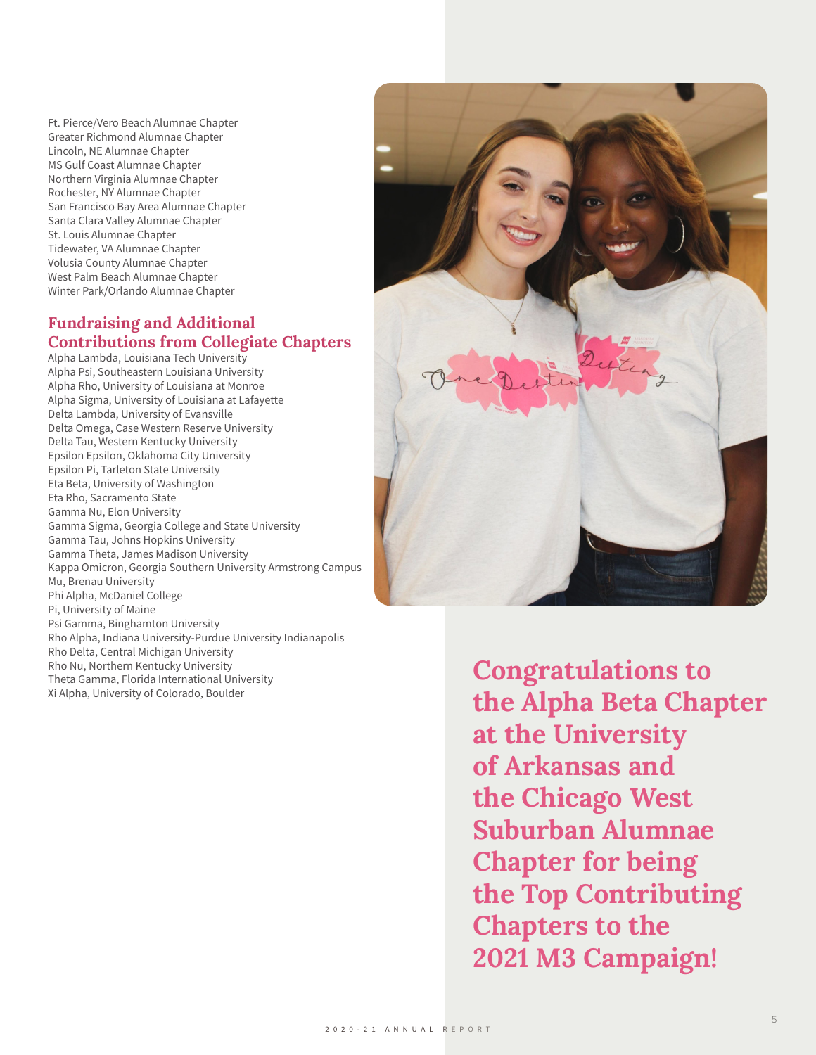Ft. Pierce/Vero Beach Alumnae Chapter
Greater Richmond Alumnae Chapter
Lincoln, NE Alumnae Chapter
MS Gulf Coast Alumnae Chapter
Northern Virginia Alumnae Chapter
Rochester, NY Alumnae Chapter
San Francisco Bay Area Alumnae Chapter
Santa Clara Valley Alumnae Chapter
St. Louis Alumnae Chapter
Tidewater, VA Alumnae Chapter
Volusia County Alumnae Chapter
West Palm Beach Alumnae Chapter
Winter Park/Orlando Alumnae Chapter

## Fundraising and Additional Contributions from Collegiate Chapters

Alpha Lambda, Louisiana Tech University
Alpha Psi, Southeastern Louisiana University
Alpha Rho, University of Louisiana at Monroe
Alpha Sigma, University of Louisiana at Lafayette
Delta Lambda, University of Evansville
Delta Omega, Case Western Reserve University
Delta Tau, Western Kentucky University
Epsilon Epsilon, Oklahoma City University
Epsilon Pi, Tarleton State University
Eta Beta, University of Washington
Eta Rho, Sacramento State
Gamma Nu, Elon University
Gamma Sigma, Georgia College and State University
Gamma Tau, Johns Hopkins University
Gamma Theta, James Madison University
Kappa Omicron, Georgia Southern University Armstrong Campus
Mu, Brenau University
Phi Alpha, McDaniel College
Pi, University of Maine
Psi Gamma, Binghamton University
Rho Alpha, Indiana University-Purdue University Indianapolis
Rho Delta, Central Michigan University
Rho Nu, Northern Kentucky University
Theta Gamma, Florida International University
Xi Alpha, University of Colorado, Boulder

## Congratulations to the Alpha Beta Chapter at the University of Arkansas and the Chicago West Suburban Alumnae Chapter for being the Top Contributing Chapters to the 2021 M3 Campaign!